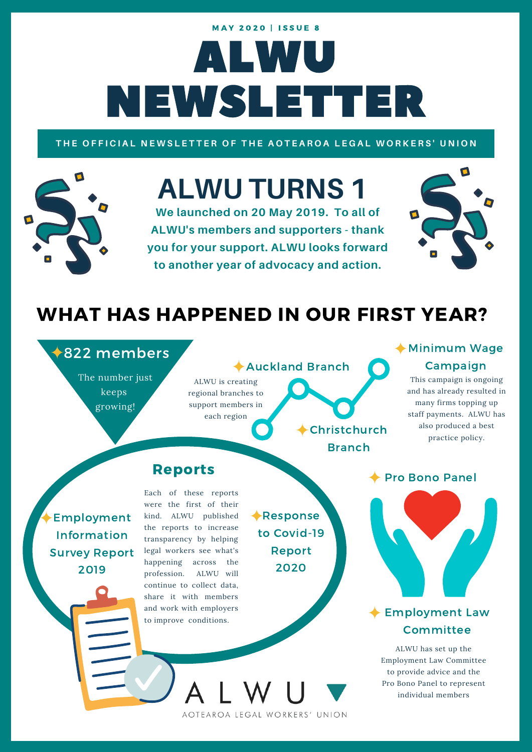MAY 2020 | ISSUE 8

# ALWU NEWSLETTER

THE OFFICIAL NEWSLETTER OF THE AOTEAROA LEGAL WORKERS' UNION

## ALWU TURNS 1

**We launched on 20 May 2019. To all of ALWU's members and supporters - thank you for your support. ALWU looks forward to another year of advocacy and action.**

## WHAT HAS HAPPENED IN OUR FIRST YEAR?

### ✦822 members

The number just keeps growing!

### ✦Auckland Branch

ALWU is creating regional branches to support members in each region

### ✦Christchurch Branch

### ✦Minimum Wage Campaign

This campaign is ongoing and has already resulted in many firms topping up staff payments. ALWU has also produced a best practice policy.

### Reports

Each of these reports were the first of their kind. ALWU published the reports to increase transparency by helping legal workers see what's happening across the profession. ALWU will continue to collect data, share it with members and work with employers to improve conditions.

- ✦Employment Information Survey Report 2019
- ✦Response to Covid-19 Report 2020

### ✦ Pro Bono Panel

### ✦ Employment Law Committee

ALWU has set up the Employment Law Committee to provide advice and the Pro Bono Panel to represent individual members

ALWU

AOTEAROA LEGAL WORKERS' UNION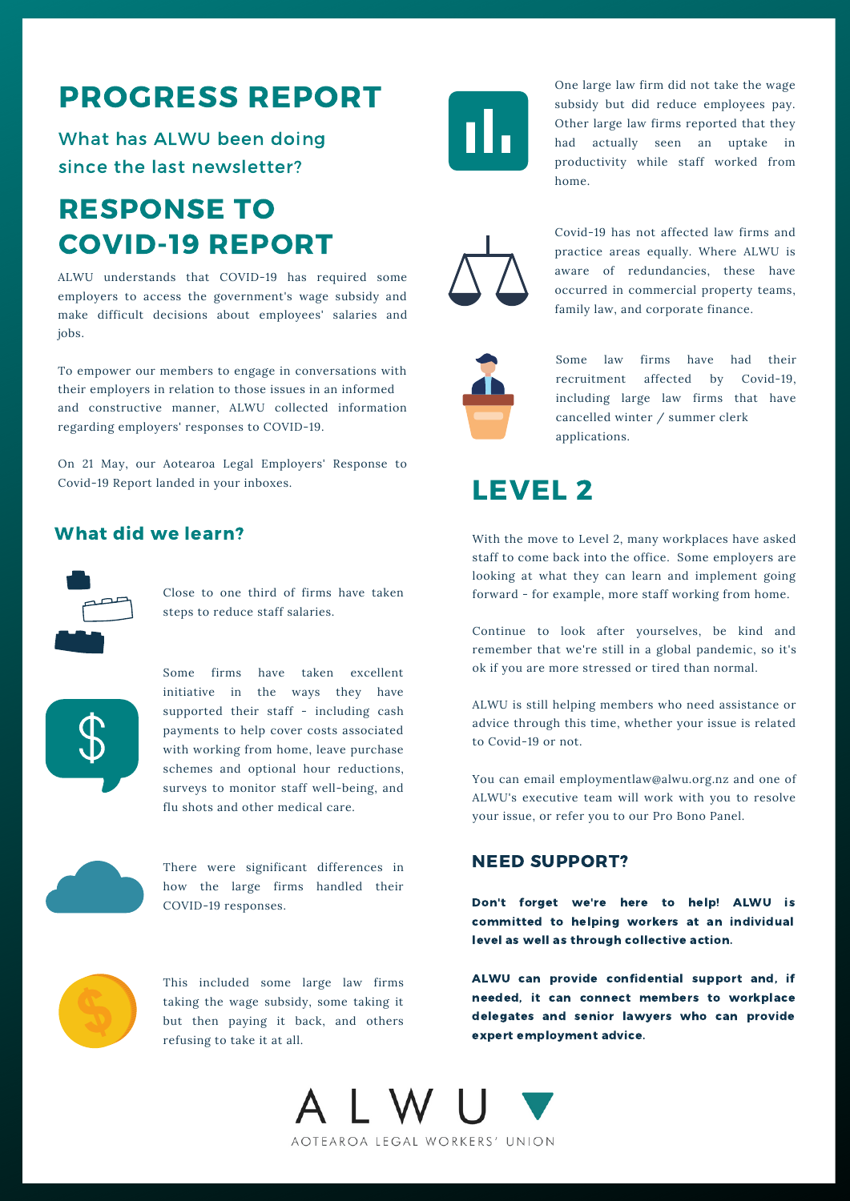# PROGRESS REPORT

What has ALWU been doing since the last newsletter?

# RESPONSE TO COVID-19 REPORT

ALWU understands that COVID-19 has required some employers to access the government's wage subsidy and make difficult decisions about employees' salaries and jobs.

To empower our members to engage in conversations with their employers in relation to those issues in an informed and constructive manner, ALWU collected information regarding employers' responses to COVID-19.

On 21 May, our Aotearoa Legal Employers' Response to Covid-19 Report landed in your inboxes.

## What did we learn?

Close to one third of firms have taken steps to reduce staff salaries.

Some firms have taken excellent initiative in the ways they have supported their staff - including cash payments to help cover costs associated with working from home, leave purchase schemes and optional hour reductions, surveys to monitor staff well-being, and flu shots and other medical care.

There were significant differences in how the large firms handled their COVID-19 responses.

This included some large law firms taking the wage subsidy, some taking it but then paying it back, and others refusing to take it at all.

One large law firm did not take the wage subsidy but did reduce employees pay. Other large law firms reported that they had actually seen an uptake in productivity while staff worked from home.

Covid-19 has not affected law firms and practice areas equally. Where ALWU is aware of redundancies, these have occurred in commercial property teams, family law, and corporate finance.

Some law firms have had their recruitment affected by Covid-19, including large law firms that have cancelled winter / summer clerk applications.

# LEVEL 2

With the move to Level 2, many workplaces have asked staff to come back into the office. Some employers are looking at what they can learn and implement going forward - for example, more staff working from home.

Continue to look after yourselves, be kind and remember that we're still in a global pandemic, so it's ok if you are more stressed or tired than normal.

ALWU is still helping members who need assistance or advice through this time, whether your issue is related to Covid-19 or not.

You can email employmentlaw@alwu.org.nz and one of ALWU's executive team will work with you to resolve your issue, or refer you to our Pro Bono Panel.

### NEED SUPPORT?

**Don't forget we're here to help! ALWU is committed to helping workers at an individual level as well as through collective action.**

**ALWU can provide confidential support and, if needed, it can connect members to workplace delegates and senior lawyers who can provide expert employment advice.**

ALWU

AOTEAROA LEGAL WORKERS' UNION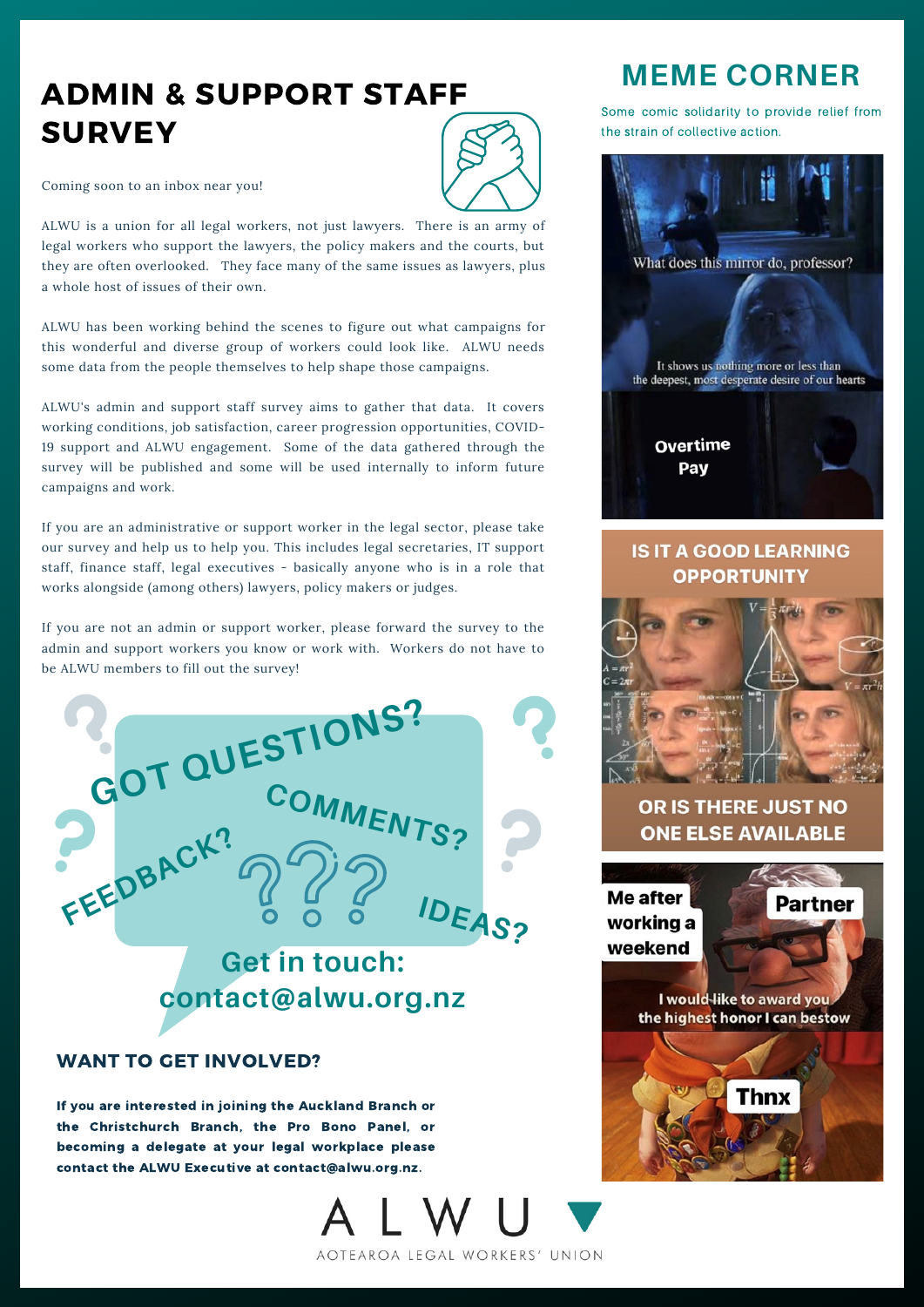# ADMIN & SUPPORT STAFF SURVEY

Coming soon to an inbox near you!

ALWU is a union for all legal workers, not just lawyers. There is an army of legal workers who support the lawyers, the policy makers and the courts, but they are often overlooked. They face many of the same issues as lawyers, plus a whole host of issues of their own.

ALWU has been working behind the scenes to figure out what campaigns for this wonderful and diverse group of workers could look like. ALWU needs some data from the people themselves to help shape those campaigns.

ALWU's admin and support staff survey aims to gather that data. It covers working conditions, job satisfaction, career progression opportunities, COVID-19 support and ALWU engagement. Some of the data gathered through the survey will be published and some will be used internally to inform future campaigns and work.

If you are an administrative or support worker in the legal sector, please take our survey and help us to help you. This includes legal secretaries, IT support staff, finance staff, legal executives - basically anyone who is in a role that works alongside (among others) lawyers, policy makers or judges.

If you are not an admin or support worker, please forward the survey to the admin and support workers you know or work with. Workers do not have to be ALWU members to fill out the survey!

GOT QUESTIONS? COMMENTS? FEEDBACK? IDEAS?

**Get in touch: contact@alwu.org.nz**

### WANT TO GET INVOLVED?

**If you are interested in joining the Auckland Branch or the Christchurch Branch, the Pro Bono Panel, or becoming a delegate at your legal workplace please contact the ALWU Executive at contact@alwu.org.nz.**

## MEME CORNER

Some comic solidarity to provide relief from the strain of collective action.

What does this mirror do, professor?

It shows us nothing more or less than the deepest, most desperate desire of our hearts

Overtime Pay

IS IT A GOOD LEARNING OPPORTUNITY

OR IS THERE JUST NO ONE ELSE AVAILABLE

Me after working a weekend

Partner

I would like to award you the highest honor I can bestow

Thnx

ALWU

AOTEAROA LEGAL WORKERS' UNION